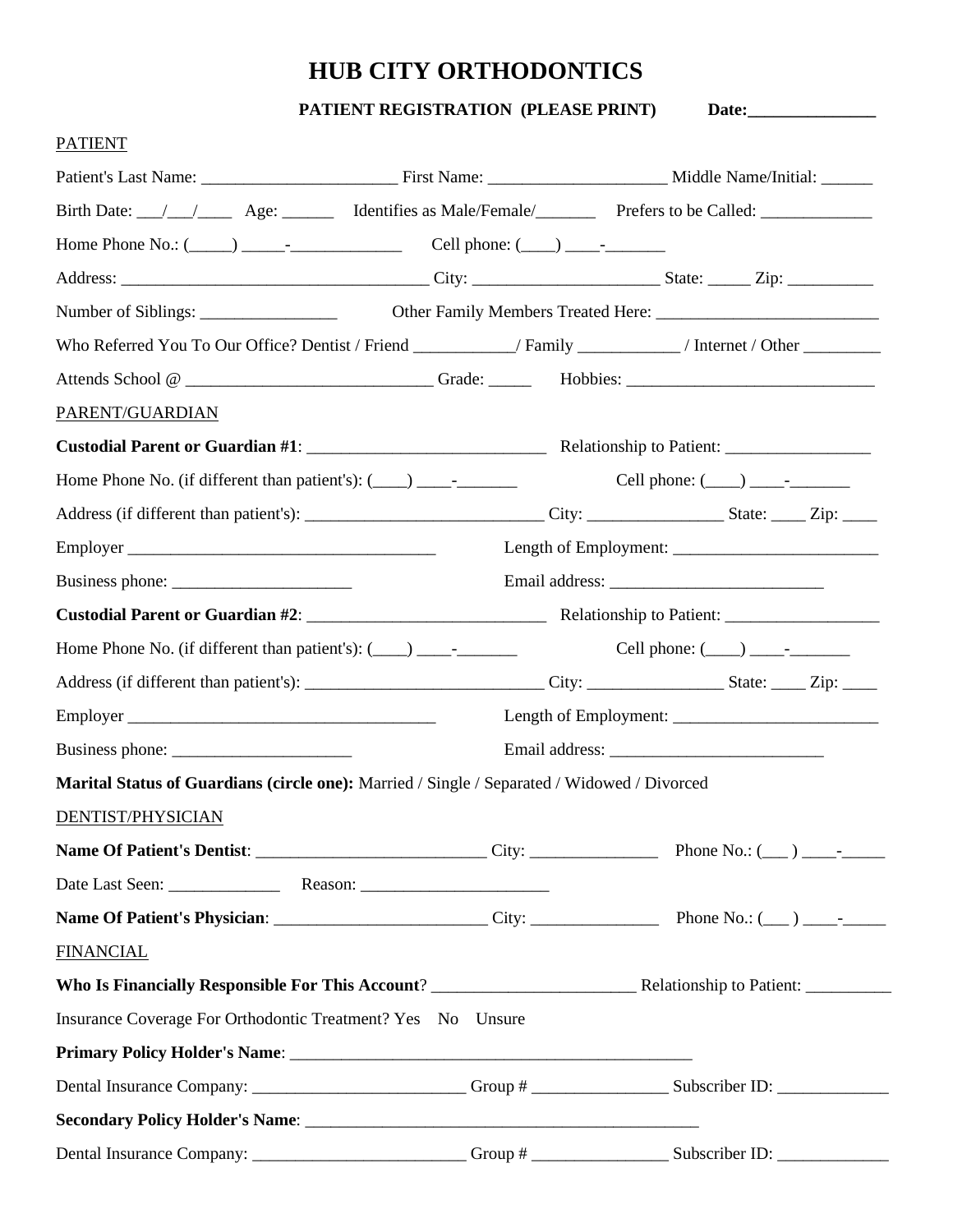# HUB CITY ORTHODONTICS

**PATIENT REGISTRATION (PLEASE PRINT)** **Date:_______________**

PATIENT

Patient's Last Name: _______________________ First Name: ____________________ Middle Name/Initial: ______

Birth Date: ___/___/____ Age: ______ Identifies as Male/Female/_______ Prefers to be Called: _____________

Home Phone No.: (_____) _____-_____________ Cell phone: (____) ____-_______

Address: ____________________________________ City: _____________________ State: _____ Zip: __________

Number of Siblings: ________________ Other Family Members Treated Here: __________________________

Who Referred You To Our Office? Dentist / Friend ___________/ Family ___________ / Internet / Other _________

Attends School @ _____________________________ Grade: _____ Hobbies: _____________________________

PARENT/GUARDIAN

**Custodial Parent or Guardian #1**: ____________________________ Relationship to Patient: _________________

Home Phone No. (if different than patient's): (____) ____-_______ Cell phone: (____) ____-_______

Address (if different than patient's): ____________________________ City: ________________ State: ____ Zip: ____

Employer ____________________________________ Length of Employment: ________________________

Business phone: _____________________ Email address: _________________________

**Custodial Parent or Guardian #2**: ____________________________ Relationship to Patient: __________________

Home Phone No. (if different than patient's): (____) ____-_______ Cell phone: (____) ____-_______

Address (if different than patient's): ____________________________ City: ________________ State: ____ Zip: ____

Employer ____________________________________ Length of Employment: ________________________

Business phone: _____________________ Email address: _________________________

**Marital Status of Guardians (circle one):** Married / Single / Separated / Widowed / Divorced

DENTIST/PHYSICIAN

**Name Of Patient's Dentist**: ___________________________ City: _______________ Phone No.: (___ ) ____-_____

Date Last Seen: _____________ Reason: ______________________

**Name Of Patient's Physician**: _________________________ City: _______________ Phone No.: (___ ) ____-_____

FINANCIAL

**Who Is Financially Responsible For This Account**? ________________________ Relationship to Patient: __________

Insurance Coverage For Orthodontic Treatment? Yes No Unsure

**Primary Policy Holder's Name**: ________________________________________________

Dental Insurance Company: _________________________ Group # ________________ Subscriber ID: _____________

**Secondary Policy Holder's Name**: ______________________________________________

Dental Insurance Company: _________________________ Group # ________________ Subscriber ID: _____________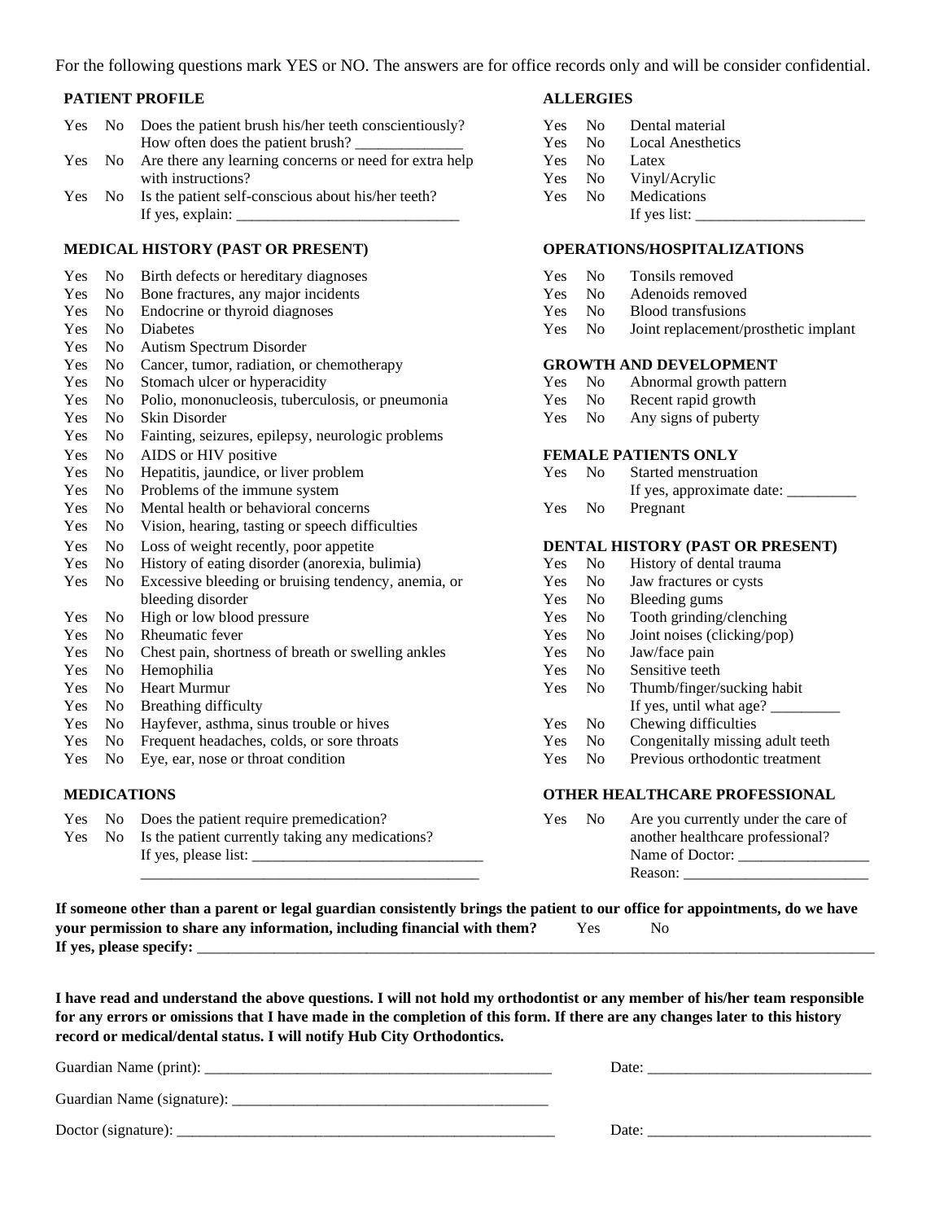For the following questions mark YES or NO. The answers are for office records only and will be consider confidential.

### PATIENT PROFILE

Yes No Does the patient brush his/her teeth conscientiously?
How often does the patient brush? ______________

Yes No Are there any learning concerns or need for extra help with instructions?

Yes No Is the patient self-conscious about his/her teeth?
If yes, explain: _____________________________

### MEDICAL HISTORY (PAST OR PRESENT)

Yes No Birth defects or hereditary diagnoses
Yes No Bone fractures, any major incidents
Yes No Endocrine or thyroid diagnoses
Yes No Diabetes
Yes No Autism Spectrum Disorder
Yes No Cancer, tumor, radiation, or chemotherapy
Yes No Stomach ulcer or hyperacidity
Yes No Polio, mononucleosis, tuberculosis, or pneumonia
Yes No Skin Disorder
Yes No Fainting, seizures, epilepsy, neurologic problems
Yes No AIDS or HIV positive
Yes No Hepatitis, jaundice, or liver problem
Yes No Problems of the immune system
Yes No Mental health or behavioral concerns
Yes No Vision, hearing, tasting or speech difficulties
Yes No Loss of weight recently, poor appetite
Yes No History of eating disorder (anorexia, bulimia)
Yes No Excessive bleeding or bruising tendency, anemia, or bleeding disorder
Yes No High or low blood pressure
Yes No Rheumatic fever
Yes No Chest pain, shortness of breath or swelling ankles
Yes No Hemophilia
Yes No Heart Murmur
Yes No Breathing difficulty
Yes No Hayfever, asthma, sinus trouble or hives
Yes No Frequent headaches, colds, or sore throats
Yes No Eye, ear, nose or throat condition

### MEDICATIONS

Yes No Does the patient require premedication?
Yes No Is the patient currently taking any medications?
If yes, please list: _____________________________
_____________________________________________

### ALLERGIES

Yes No Dental material
Yes No Local Anesthetics
Yes No Latex
Yes No Vinyl/Acrylic
Yes No Medications
If yes list: ______________________

### OPERATIONS/HOSPITALIZATIONS

Yes No Tonsils removed
Yes No Adenoids removed
Yes No Blood transfusions
Yes No Joint replacement/prosthetic implant

### GROWTH AND DEVELOPMENT

Yes No Abnormal growth pattern
Yes No Recent rapid growth
Yes No Any signs of puberty

### FEMALE PATIENTS ONLY

Yes No Started menstruation
If yes, approximate date: _________
Yes No Pregnant

### DENTAL HISTORY (PAST OR PRESENT)

Yes No History of dental trauma
Yes No Jaw fractures or cysts
Yes No Bleeding gums
Yes No Tooth grinding/clenching
Yes No Joint noises (clicking/pop)
Yes No Jaw/face pain
Yes No Sensitive teeth
Yes No Thumb/finger/sucking habit
If yes, until what age? _________
Yes No Chewing difficulties
Yes No Congenitally missing adult teeth
Yes No Previous orthodontic treatment

### OTHER HEALTHCARE PROFESSIONAL

Yes No Are you currently under the care of another healthcare professional?
Name of Doctor: ________________
Reason: ________________________

**If someone other than a parent or legal guardian consistently brings the patient to our office for appointments, do we have your permission to share any information, including financial with them?** Yes No
**If yes, please specify:** ______________________________________________________________________________

**I have read and understand the above questions. I will not hold my orthodontist or any member of his/her team responsible for any errors or omissions that I have made in the completion of this form. If there are any changes later to this history record or medical/dental status. I will notify Hub City Orthodontics.**

Guardian Name (print): ______________________________________________ Date: _____________________________

Guardian Name (signature): _________________________________________

Doctor (signature): __________________________________________________ Date: _____________________________